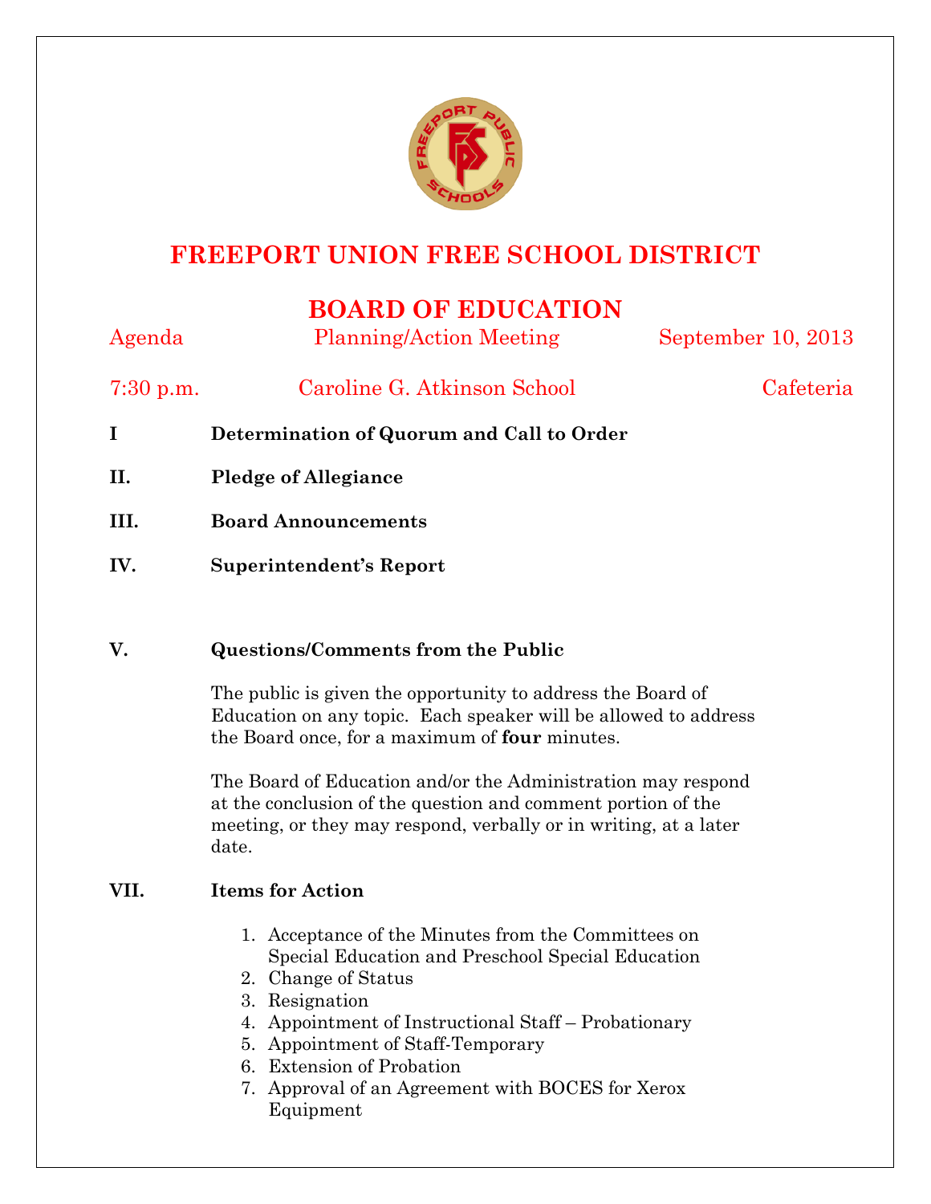# FREEPORT UNION FREE SCHOOL DISTRICT

## BOARD OF EDUCATION

Agenda | Planning/Action Meeting | September 10, 2013

7:30 p.m. | Caroline G. Atkinson School | Cafeteria

**I Determination of Quorum and Call to Order**

**II. Pledge of Allegiance**

**III. Board Announcements**

**IV. Superintendent's Report**

**V. Questions/Comments from the Public**

The public is given the opportunity to address the Board of Education on any topic. Each speaker will be allowed to address the Board once, for a maximum of **four** minutes.

The Board of Education and/or the Administration may respond at the conclusion of the question and comment portion of the meeting, or they may respond, verbally or in writing, at a later date.

**VII. Items for Action**

1. Acceptance of the Minutes from the Committees on Special Education and Preschool Special Education
2. Change of Status
3. Resignation
4. Appointment of Instructional Staff – Probationary
5. Appointment of Staff-Temporary
6. Extension of Probation
7. Approval of an Agreement with BOCES for Xerox Equipment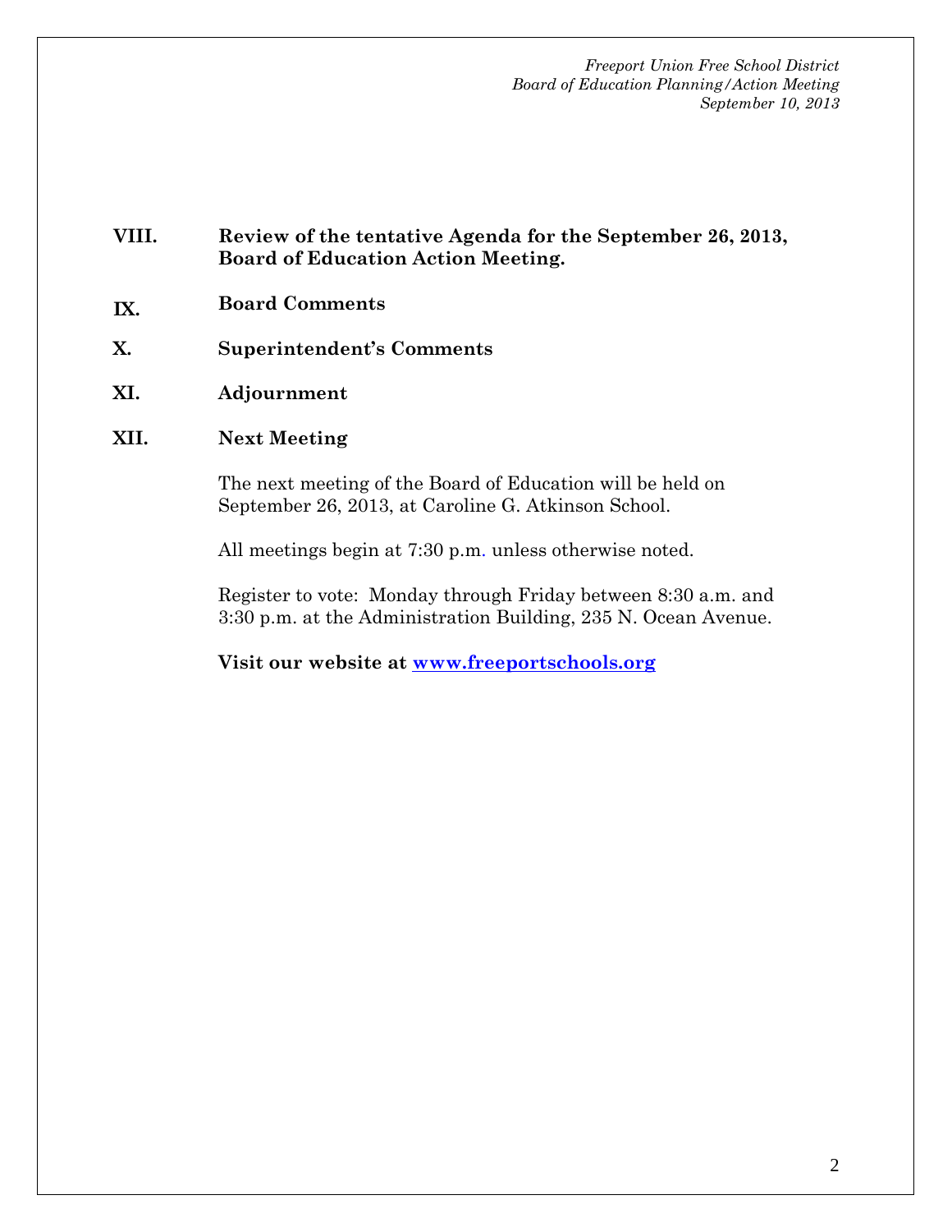**VIII. Review of the tentative Agenda for the September 26, 2013, Board of Education Action Meeting.**

**IX. Board Comments**

**X. Superintendent's Comments**

**XI. Adjournment**

**XII. Next Meeting**

The next meeting of the Board of Education will be held on September 26, 2013, at Caroline G. Atkinson School.

All meetings begin at 7:30 p.m. unless otherwise noted.

Register to vote: Monday through Friday between 8:30 a.m. and 3:30 p.m. at the Administration Building, 235 N. Ocean Avenue.

**Visit our website at [www.freeportschools.org](http://www.freeportschools.org)**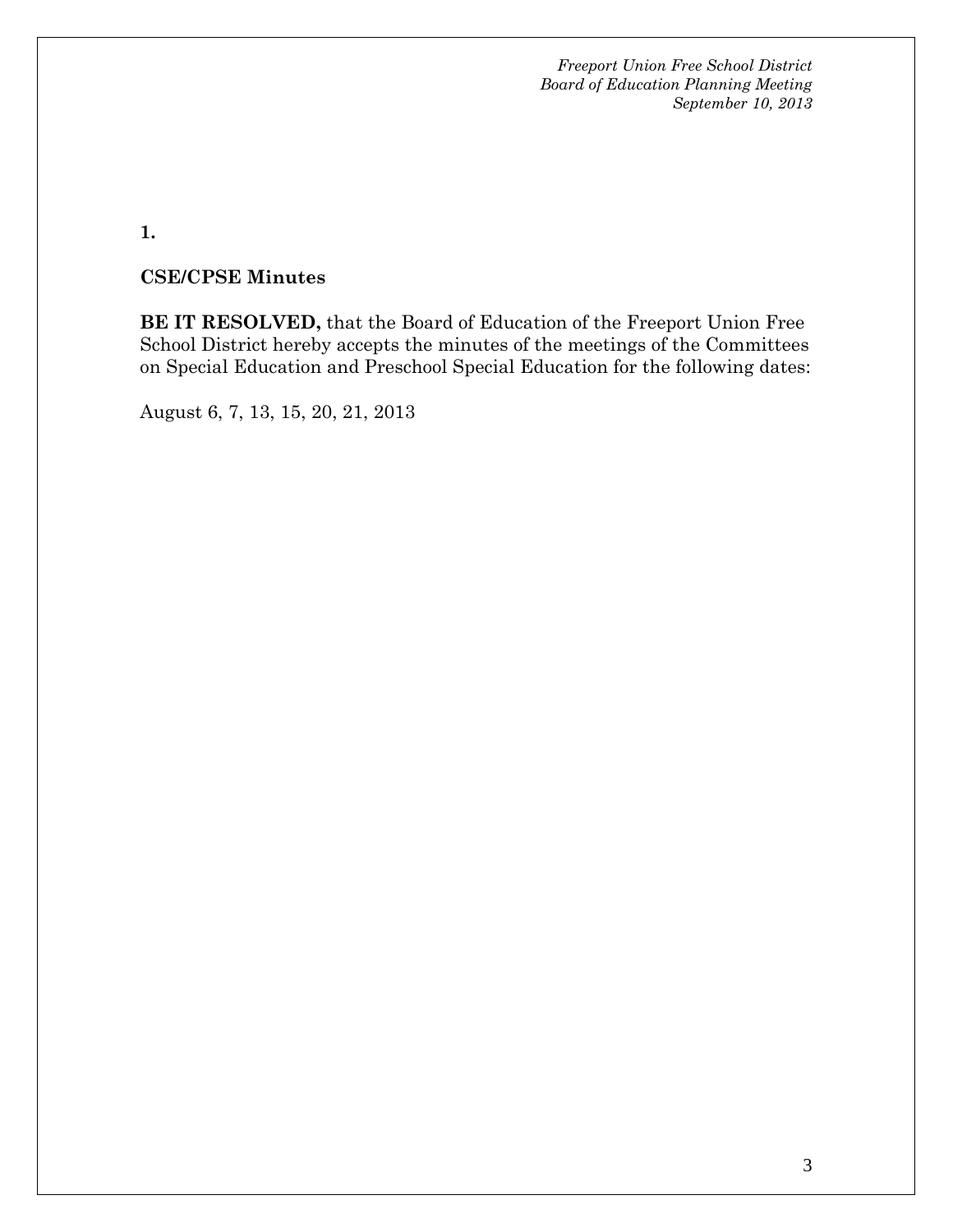**1.**

**CSE/CPSE Minutes**

**BE IT RESOLVED,** that the Board of Education of the Freeport Union Free School District hereby accepts the minutes of the meetings of the Committees on Special Education and Preschool Special Education for the following dates:

August 6, 7, 13, 15, 20, 21, 2013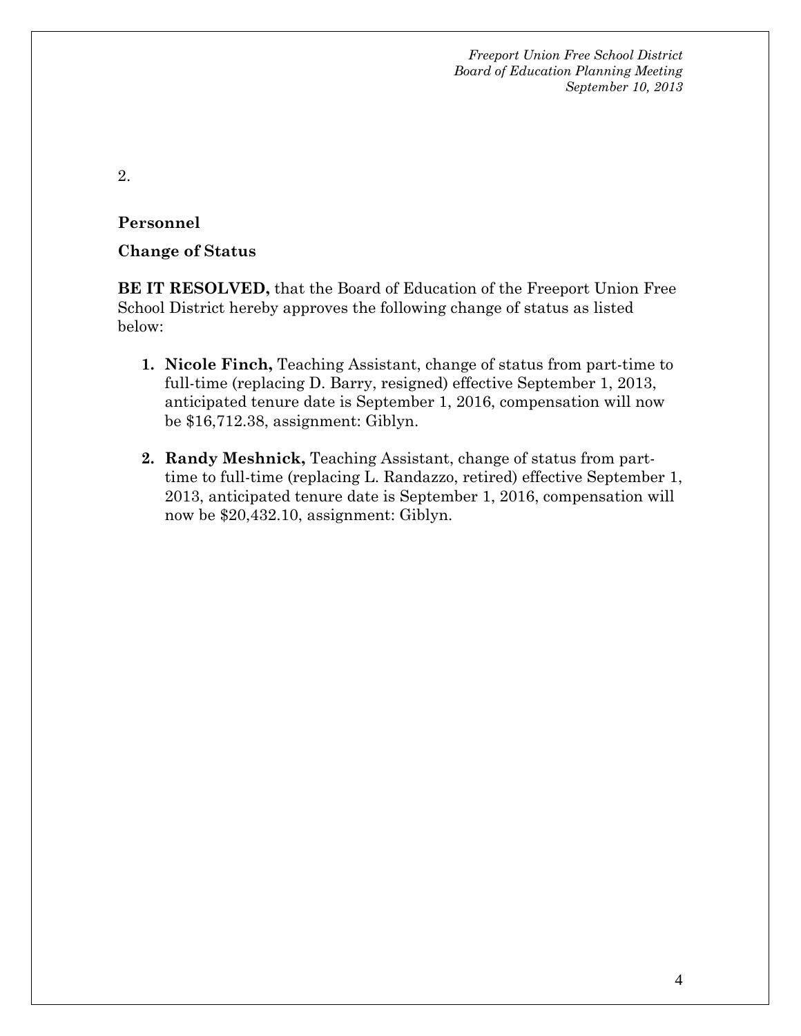2.

**Personnel**

**Change of Status**

**BE IT RESOLVED,** that the Board of Education of the Freeport Union Free School District hereby approves the following change of status as listed below:

1. **Nicole Finch,** Teaching Assistant, change of status from part-time to full-time (replacing D. Barry, resigned) effective September 1, 2013, anticipated tenure date is September 1, 2016, compensation will now be $16,712.38, assignment: Giblyn.

2. **Randy Meshnick,** Teaching Assistant, change of status from part-time to full-time (replacing L. Randazzo, retired) effective September 1, 2013, anticipated tenure date is September 1, 2016, compensation will now be $20,432.10, assignment: Giblyn.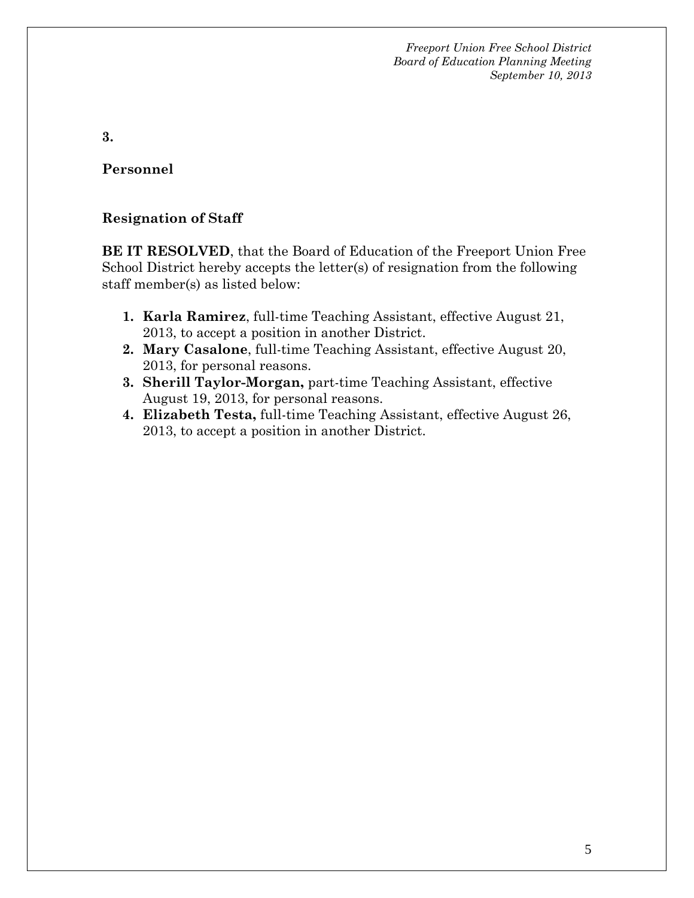**3.**

**Personnel**

**Resignation of Staff**

**BE IT RESOLVED**, that the Board of Education of the Freeport Union Free School District hereby accepts the letter(s) of resignation from the following staff member(s) as listed below:

1. **Karla Ramirez**, full-time Teaching Assistant, effective August 21, 2013, to accept a position in another District.
2. **Mary Casalone**, full-time Teaching Assistant, effective August 20, 2013, for personal reasons.
3. **Sherill Taylor-Morgan,** part-time Teaching Assistant, effective August 19, 2013, for personal reasons.
4. **Elizabeth Testa,** full-time Teaching Assistant, effective August 26, 2013, to accept a position in another District.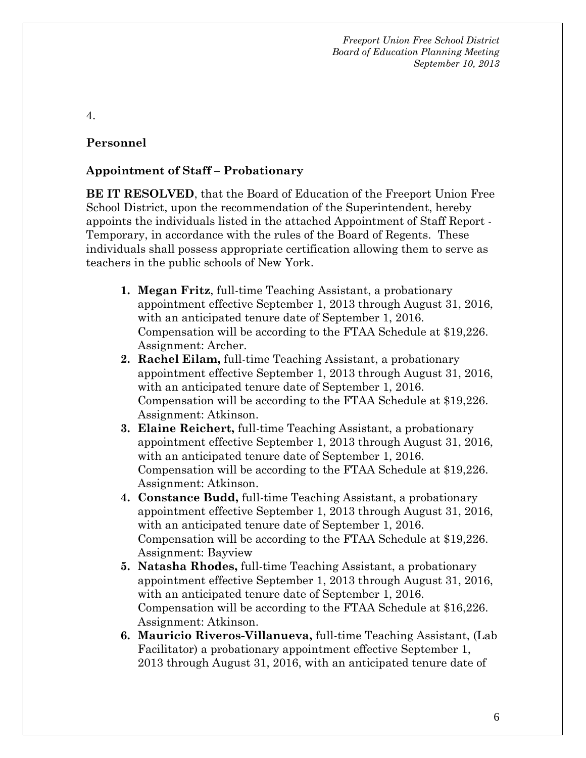4.

**Personnel**

**Appointment of Staff – Probationary**

**BE IT RESOLVED**, that the Board of Education of the Freeport Union Free School District, upon the recommendation of the Superintendent, hereby appoints the individuals listed in the attached Appointment of Staff Report - Temporary, in accordance with the rules of the Board of Regents. These individuals shall possess appropriate certification allowing them to serve as teachers in the public schools of New York.

1. **Megan Fritz**, full-time Teaching Assistant, a probationary appointment effective September 1, 2013 through August 31, 2016, with an anticipated tenure date of September 1, 2016. Compensation will be according to the FTAA Schedule at $19,226. Assignment: Archer.
2. **Rachel Eilam,** full-time Teaching Assistant, a probationary appointment effective September 1, 2013 through August 31, 2016, with an anticipated tenure date of September 1, 2016. Compensation will be according to the FTAA Schedule at $19,226. Assignment: Atkinson.
3. **Elaine Reichert,** full-time Teaching Assistant, a probationary appointment effective September 1, 2013 through August 31, 2016, with an anticipated tenure date of September 1, 2016. Compensation will be according to the FTAA Schedule at $19,226. Assignment: Atkinson.
4. **Constance Budd,** full-time Teaching Assistant, a probationary appointment effective September 1, 2013 through August 31, 2016, with an anticipated tenure date of September 1, 2016. Compensation will be according to the FTAA Schedule at $19,226. Assignment: Bayview
5. **Natasha Rhodes,** full-time Teaching Assistant, a probationary appointment effective September 1, 2013 through August 31, 2016, with an anticipated tenure date of September 1, 2016. Compensation will be according to the FTAA Schedule at $16,226. Assignment: Atkinson.
6. **Mauricio Riveros-Villanueva,** full-time Teaching Assistant, (Lab Facilitator) a probationary appointment effective September 1, 2013 through August 31, 2016, with an anticipated tenure date of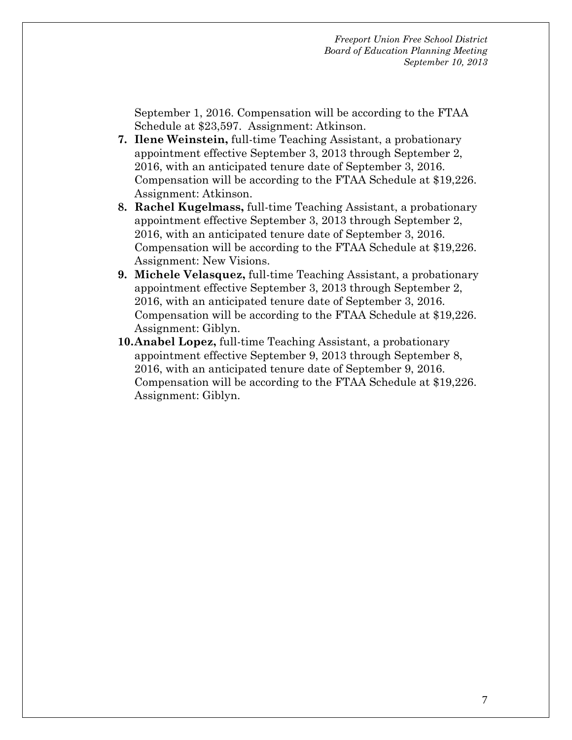September 1, 2016. Compensation will be according to the FTAA Schedule at $23,597. Assignment: Atkinson.

7. **Ilene Weinstein,** full-time Teaching Assistant, a probationary appointment effective September 3, 2013 through September 2, 2016, with an anticipated tenure date of September 3, 2016. Compensation will be according to the FTAA Schedule at $19,226. Assignment: Atkinson.
8. **Rachel Kugelmass,** full-time Teaching Assistant, a probationary appointment effective September 3, 2013 through September 2, 2016, with an anticipated tenure date of September 3, 2016. Compensation will be according to the FTAA Schedule at $19,226. Assignment: New Visions.
9. **Michele Velasquez,** full-time Teaching Assistant, a probationary appointment effective September 3, 2013 through September 2, 2016, with an anticipated tenure date of September 3, 2016. Compensation will be according to the FTAA Schedule at $19,226. Assignment: Giblyn.
10. **Anabel Lopez,** full-time Teaching Assistant, a probationary appointment effective September 9, 2013 through September 8, 2016, with an anticipated tenure date of September 9, 2016. Compensation will be according to the FTAA Schedule at $19,226. Assignment: Giblyn.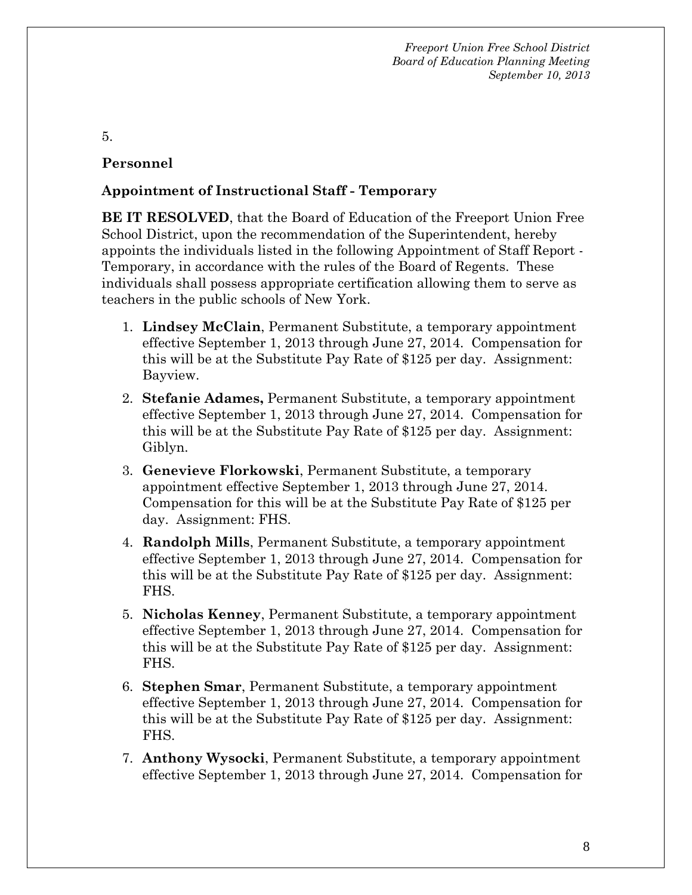5.

**Personnel**

**Appointment of Instructional Staff - Temporary**

**BE IT RESOLVED**, that the Board of Education of the Freeport Union Free School District, upon the recommendation of the Superintendent, hereby appoints the individuals listed in the following Appointment of Staff Report - Temporary, in accordance with the rules of the Board of Regents. These individuals shall possess appropriate certification allowing them to serve as teachers in the public schools of New York.

1. **Lindsey McClain**, Permanent Substitute, a temporary appointment effective September 1, 2013 through June 27, 2014. Compensation for this will be at the Substitute Pay Rate of $125 per day. Assignment: Bayview.
2. **Stefanie Adames,** Permanent Substitute, a temporary appointment effective September 1, 2013 through June 27, 2014. Compensation for this will be at the Substitute Pay Rate of $125 per day. Assignment: Giblyn.
3. **Genevieve Florkowski**, Permanent Substitute, a temporary appointment effective September 1, 2013 through June 27, 2014. Compensation for this will be at the Substitute Pay Rate of $125 per day. Assignment: FHS.
4. **Randolph Mills**, Permanent Substitute, a temporary appointment effective September 1, 2013 through June 27, 2014. Compensation for this will be at the Substitute Pay Rate of $125 per day. Assignment: FHS.
5. **Nicholas Kenney**, Permanent Substitute, a temporary appointment effective September 1, 2013 through June 27, 2014. Compensation for this will be at the Substitute Pay Rate of $125 per day. Assignment: FHS.
6. **Stephen Smar**, Permanent Substitute, a temporary appointment effective September 1, 2013 through June 27, 2014. Compensation for this will be at the Substitute Pay Rate of $125 per day. Assignment: FHS.
7. **Anthony Wysocki**, Permanent Substitute, a temporary appointment effective September 1, 2013 through June 27, 2014. Compensation for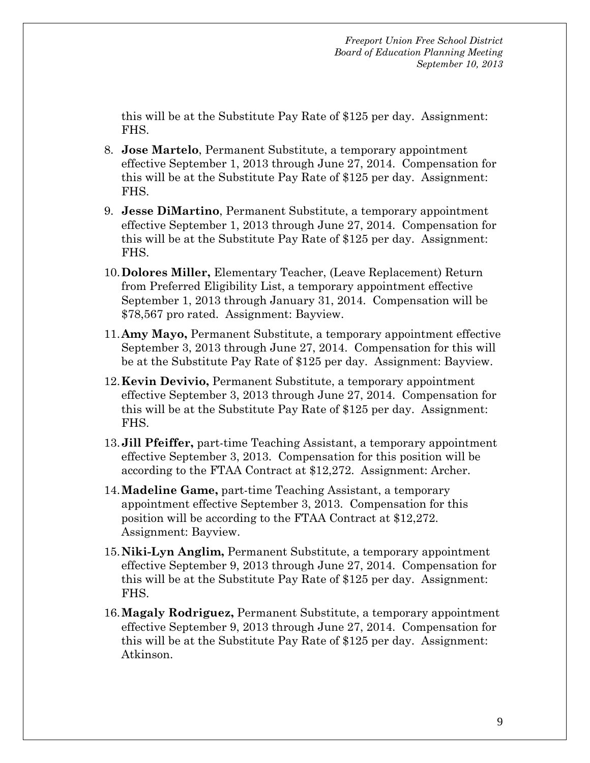this will be at the Substitute Pay Rate of $125 per day. Assignment: FHS.

8. **Jose Martelo**, Permanent Substitute, a temporary appointment effective September 1, 2013 through June 27, 2014. Compensation for this will be at the Substitute Pay Rate of $125 per day. Assignment: FHS.

9. **Jesse DiMartino**, Permanent Substitute, a temporary appointment effective September 1, 2013 through June 27, 2014. Compensation for this will be at the Substitute Pay Rate of $125 per day. Assignment: FHS.

10. **Dolores Miller,** Elementary Teacher, (Leave Replacement) Return from Preferred Eligibility List, a temporary appointment effective September 1, 2013 through January 31, 2014. Compensation will be $78,567 pro rated. Assignment: Bayview.

11. **Amy Mayo,** Permanent Substitute, a temporary appointment effective September 3, 2013 through June 27, 2014. Compensation for this will be at the Substitute Pay Rate of $125 per day. Assignment: Bayview.

12. **Kevin Devivio,** Permanent Substitute, a temporary appointment effective September 3, 2013 through June 27, 2014. Compensation for this will be at the Substitute Pay Rate of $125 per day. Assignment: FHS.

13. **Jill Pfeiffer,** part-time Teaching Assistant, a temporary appointment effective September 3, 2013. Compensation for this position will be according to the FTAA Contract at $12,272. Assignment: Archer.

14. **Madeline Game,** part-time Teaching Assistant, a temporary appointment effective September 3, 2013. Compensation for this position will be according to the FTAA Contract at $12,272. Assignment: Bayview.

15. **Niki-Lyn Anglim,** Permanent Substitute, a temporary appointment effective September 9, 2013 through June 27, 2014. Compensation for this will be at the Substitute Pay Rate of $125 per day. Assignment: FHS.

16. **Magaly Rodriguez,** Permanent Substitute, a temporary appointment effective September 9, 2013 through June 27, 2014. Compensation for this will be at the Substitute Pay Rate of $125 per day. Assignment: Atkinson.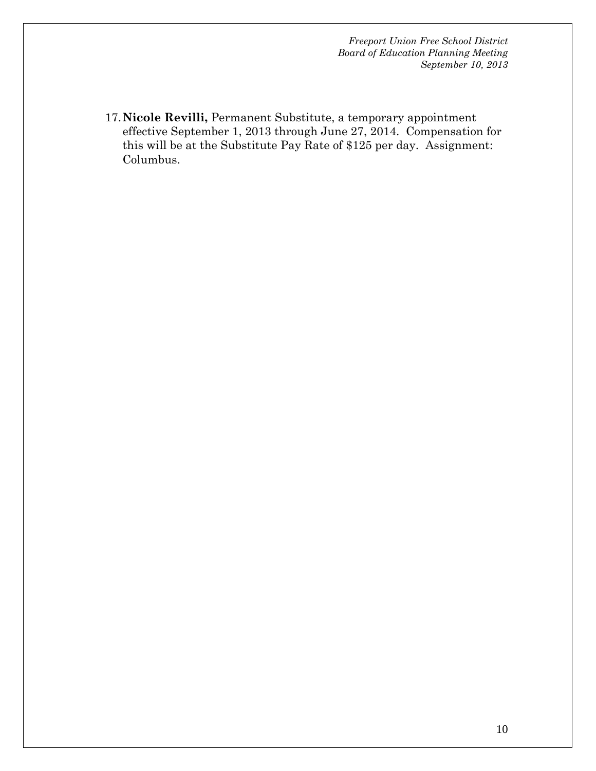17. **Nicole Revilli,** Permanent Substitute, a temporary appointment effective September 1, 2013 through June 27, 2014. Compensation for this will be at the Substitute Pay Rate of $125 per day. Assignment: Columbus.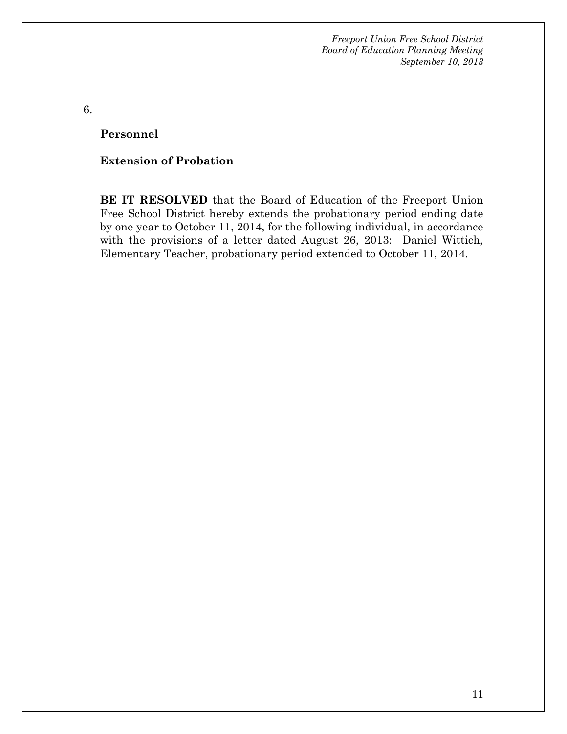6.

**Personnel**

**Extension of Probation**

**BE IT RESOLVED** that the Board of Education of the Freeport Union Free School District hereby extends the probationary period ending date by one year to October 11, 2014, for the following individual, in accordance with the provisions of a letter dated August 26, 2013: Daniel Wittich, Elementary Teacher, probationary period extended to October 11, 2014.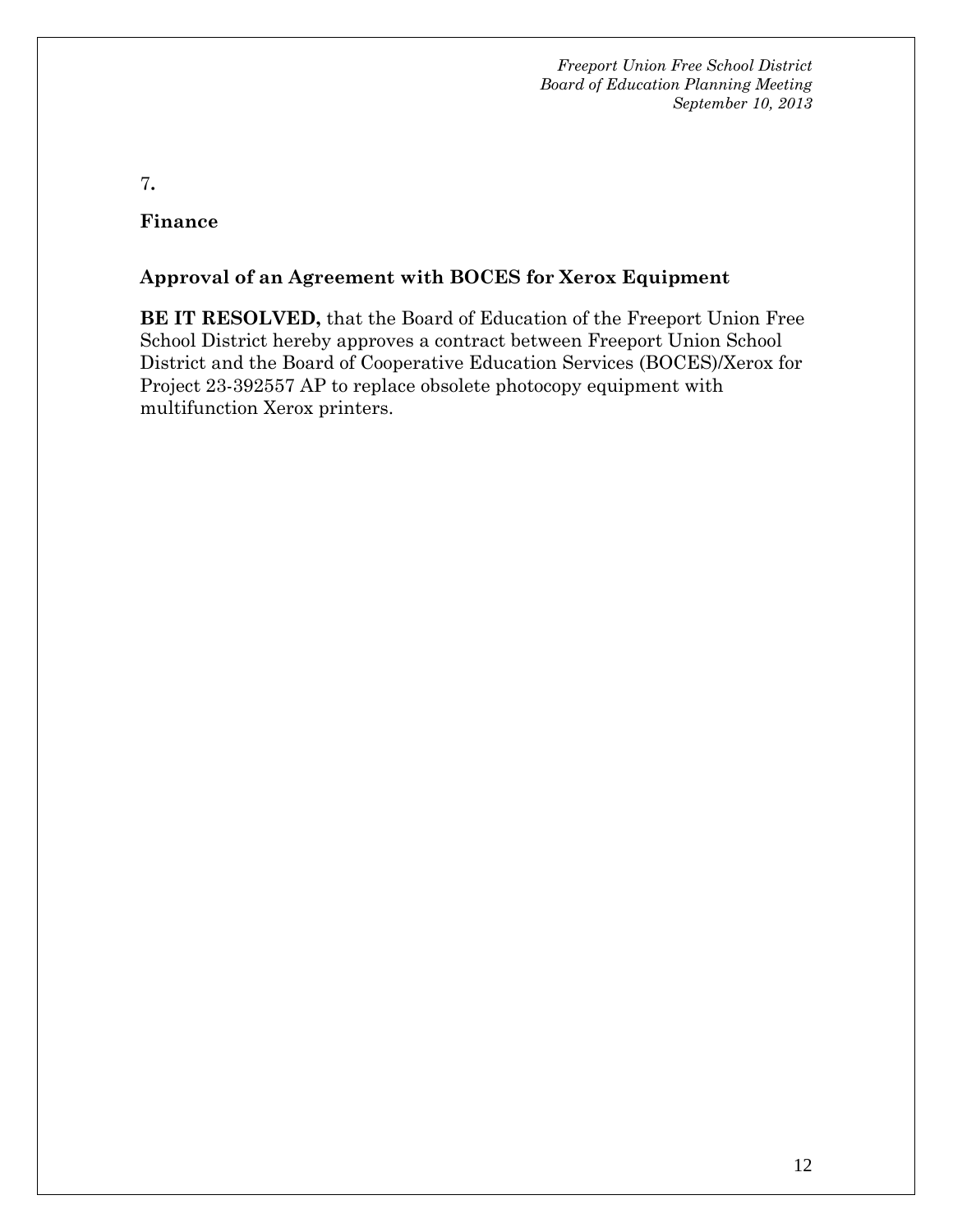7.

**Finance**

**Approval of an Agreement with BOCES for Xerox Equipment**

**BE IT RESOLVED,** that the Board of Education of the Freeport Union Free School District hereby approves a contract between Freeport Union School District and the Board of Cooperative Education Services (BOCES)/Xerox for Project 23-392557 AP to replace obsolete photocopy equipment with multifunction Xerox printers.